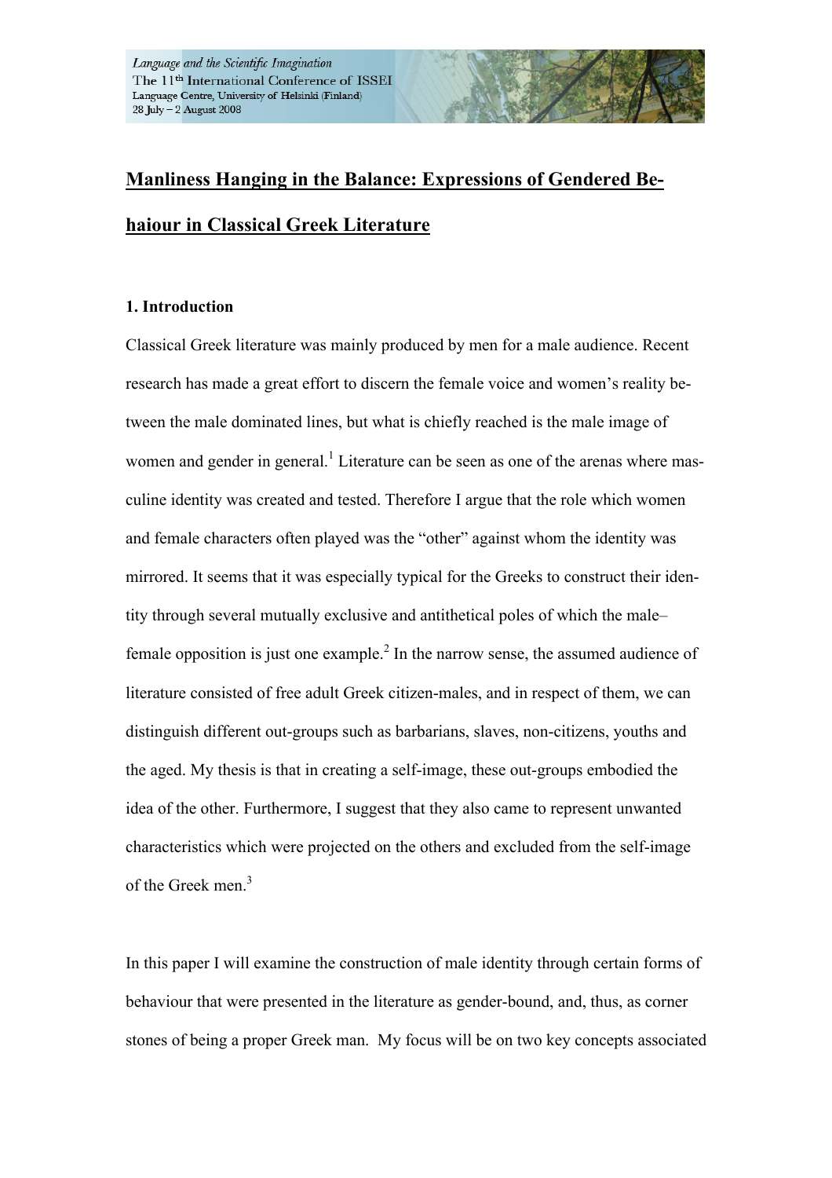# Manliness Hanging in the Balance: Expressions of Gendered Behaiour in Classical Greek Literature

## 1. Introduction

Classical Greek literature was mainly produced by men for a male audience. Recent research has made a great effort to discern the female voice and women's reality between the male dominated lines, but what is chiefly reached is the male image of women and gender in general.[1] Literature can be seen as one of the arenas where masculine identity was created and tested. Therefore I argue that the role which women and female characters often played was the "other" against whom the identity was mirrored. It seems that it was especially typical for the Greeks to construct their identity through several mutually exclusive and antithetical poles of which the male–female opposition is just one example.[2] In the narrow sense, the assumed audience of literature consisted of free adult Greek citizen-males, and in respect of them, we can distinguish different out-groups such as barbarians, slaves, non-citizens, youths and the aged. My thesis is that in creating a self-image, these out-groups embodied the idea of the other. Furthermore, I suggest that they also came to represent unwanted characteristics which were projected on the others and excluded from the self-image of the Greek men.[3]

In this paper I will examine the construction of male identity through certain forms of behaviour that were presented in the literature as gender-bound, and, thus, as corner stones of being a proper Greek man. My focus will be on two key concepts associated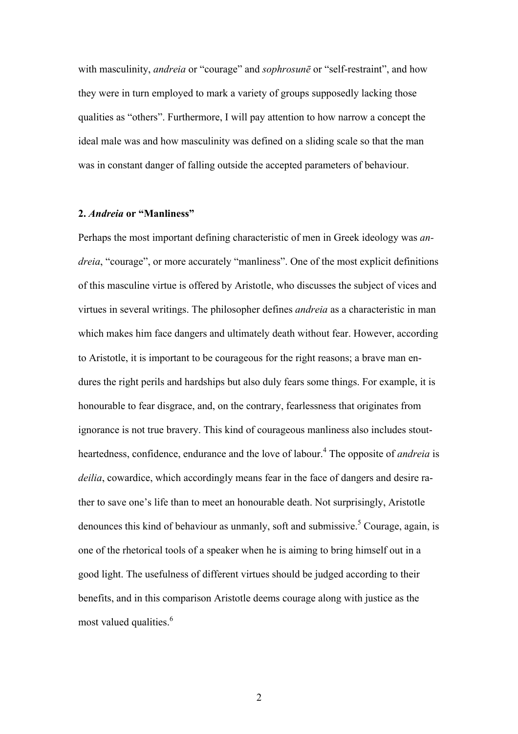with masculinity, *andreia* or "courage" and *sophrosunē* or "self-restraint", and how they were in turn employed to mark a variety of groups supposedly lacking those qualities as "others". Furthermore, I will pay attention to how narrow a concept the ideal male was and how masculinity was defined on a sliding scale so that the man was in constant danger of falling outside the accepted parameters of behaviour.

## 2. *Andreia* or "Manliness"

Perhaps the most important defining characteristic of men in Greek ideology was *andreia*, "courage", or more accurately "manliness". One of the most explicit definitions of this masculine virtue is offered by Aristotle, who discusses the subject of vices and virtues in several writings. The philosopher defines *andreia* as a characteristic in man which makes him face dangers and ultimately death without fear. However, according to Aristotle, it is important to be courageous for the right reasons; a brave man endures the right perils and hardships but also duly fears some things. For example, it is honourable to fear disgrace, and, on the contrary, fearlessness that originates from ignorance is not true bravery. This kind of courageous manliness also includes stoutheartedness, confidence, endurance and the love of labour.[4] The opposite of *andreia* is *deilia*, cowardice, which accordingly means fear in the face of dangers and desire rather to save one's life than to meet an honourable death. Not surprisingly, Aristotle denounces this kind of behaviour as unmanly, soft and submissive.[5] Courage, again, is one of the rhetorical tools of a speaker when he is aiming to bring himself out in a good light. The usefulness of different virtues should be judged according to their benefits, and in this comparison Aristotle deems courage along with justice as the most valued qualities.[6]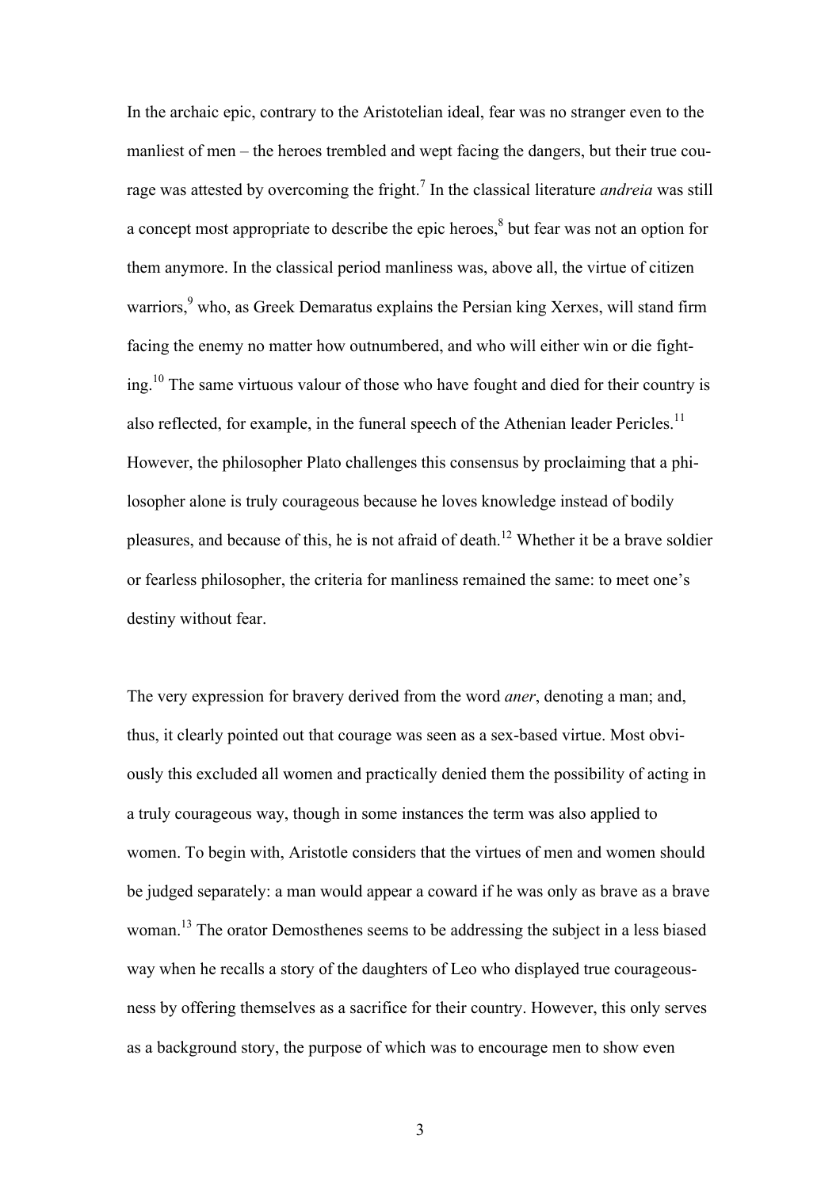In the archaic epic, contrary to the Aristotelian ideal, fear was no stranger even to the manliest of men – the heroes trembled and wept facing the dangers, but their true courage was attested by overcoming the fright.[7] In the classical literature *andreia* was still a concept most appropriate to describe the epic heroes,[8] but fear was not an option for them anymore. In the classical period manliness was, above all, the virtue of citizen warriors,[9] who, as Greek Demaratus explains the Persian king Xerxes, will stand firm facing the enemy no matter how outnumbered, and who will either win or die fighting.[10] The same virtuous valour of those who have fought and died for their country is also reflected, for example, in the funeral speech of the Athenian leader Pericles.[11] However, the philosopher Plato challenges this consensus by proclaiming that a philosopher alone is truly courageous because he loves knowledge instead of bodily pleasures, and because of this, he is not afraid of death.[12] Whether it be a brave soldier or fearless philosopher, the criteria for manliness remained the same: to meet one's destiny without fear.

The very expression for bravery derived from the word *aner*, denoting a man; and, thus, it clearly pointed out that courage was seen as a sex-based virtue. Most obviously this excluded all women and practically denied them the possibility of acting in a truly courageous way, though in some instances the term was also applied to women. To begin with, Aristotle considers that the virtues of men and women should be judged separately: a man would appear a coward if he was only as brave as a brave woman.[13] The orator Demosthenes seems to be addressing the subject in a less biased way when he recalls a story of the daughters of Leo who displayed true courageousness by offering themselves as a sacrifice for their country. However, this only serves as a background story, the purpose of which was to encourage men to show even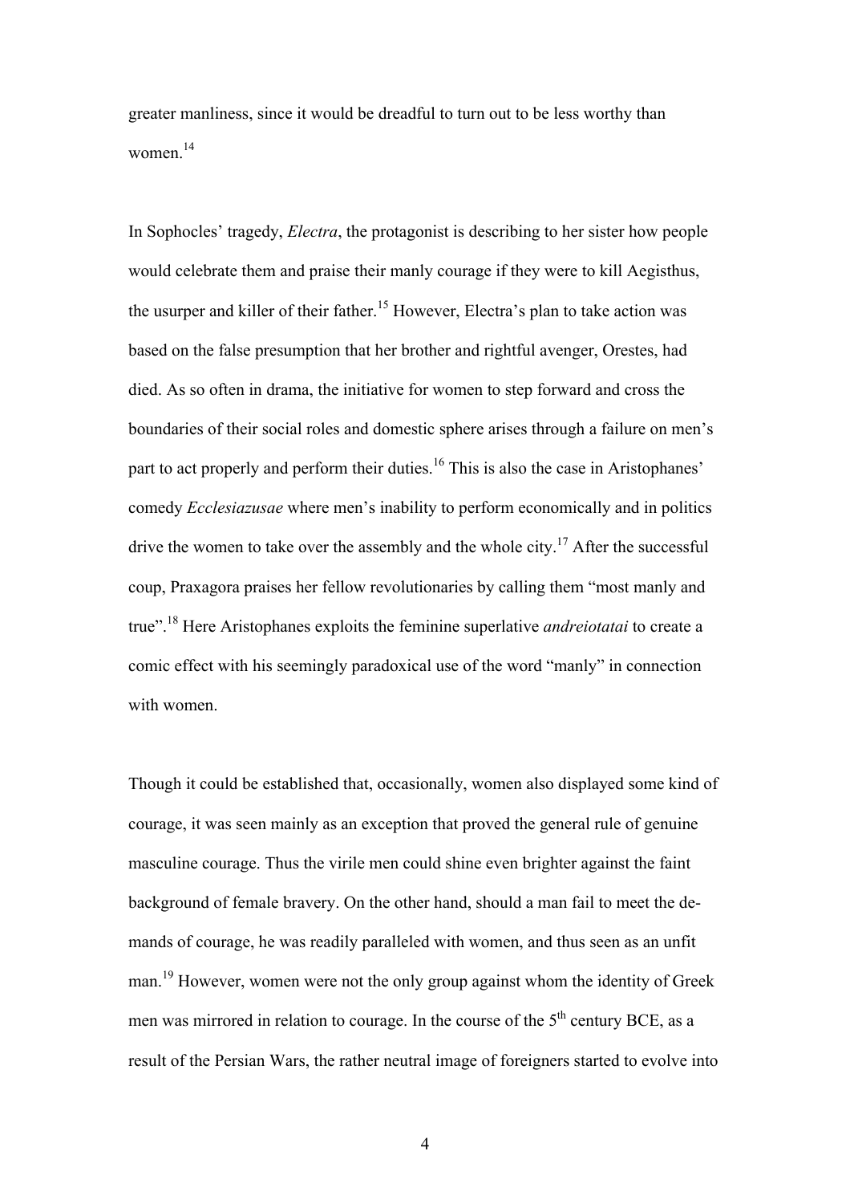greater manliness, since it would be dreadful to turn out to be less worthy than women.[14]

In Sophocles' tragedy, *Electra*, the protagonist is describing to her sister how people would celebrate them and praise their manly courage if they were to kill Aegisthus, the usurper and killer of their father.[15] However, Electra's plan to take action was based on the false presumption that her brother and rightful avenger, Orestes, had died. As so often in drama, the initiative for women to step forward and cross the boundaries of their social roles and domestic sphere arises through a failure on men's part to act properly and perform their duties.[16] This is also the case in Aristophanes' comedy *Ecclesiazusae* where men's inability to perform economically and in politics drive the women to take over the assembly and the whole city.[17] After the successful coup, Praxagora praises her fellow revolutionaries by calling them "most manly and true".[18] Here Aristophanes exploits the feminine superlative *andreiotatai* to create a comic effect with his seemingly paradoxical use of the word "manly" in connection with women.

Though it could be established that, occasionally, women also displayed some kind of courage, it was seen mainly as an exception that proved the general rule of genuine masculine courage. Thus the virile men could shine even brighter against the faint background of female bravery. On the other hand, should a man fail to meet the demands of courage, he was readily paralleled with women, and thus seen as an unfit man.[19] However, women were not the only group against whom the identity of Greek men was mirrored in relation to courage. In the course of the 5th century BCE, as a result of the Persian Wars, the rather neutral image of foreigners started to evolve into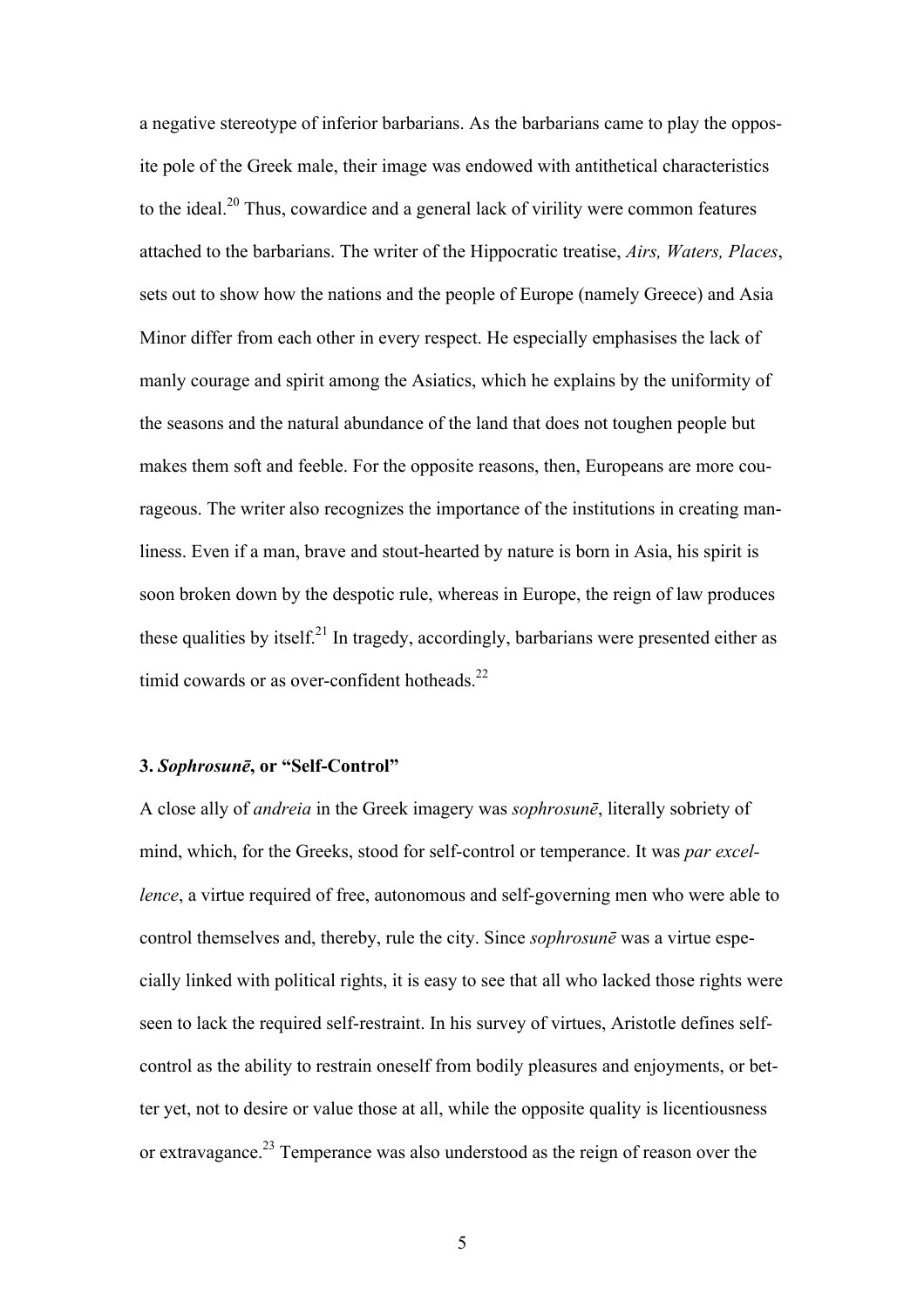a negative stereotype of inferior barbarians. As the barbarians came to play the opposite pole of the Greek male, their image was endowed with antithetical characteristics to the ideal.[20] Thus, cowardice and a general lack of virility were common features attached to the barbarians. The writer of the Hippocratic treatise, *Airs, Waters, Places*, sets out to show how the nations and the people of Europe (namely Greece) and Asia Minor differ from each other in every respect. He especially emphasises the lack of manly courage and spirit among the Asiatics, which he explains by the uniformity of the seasons and the natural abundance of the land that does not toughen people but makes them soft and feeble. For the opposite reasons, then, Europeans are more courageous. The writer also recognizes the importance of the institutions in creating manliness. Even if a man, brave and stout-hearted by nature is born in Asia, his spirit is soon broken down by the despotic rule, whereas in Europe, the reign of law produces these qualities by itself.[21] In tragedy, accordingly, barbarians were presented either as timid cowards or as over-confident hotheads.[22]

### 3. *Sophrosunē*, or "Self-Control"

A close ally of *andreia* in the Greek imagery was *sophrosunē*, literally sobriety of mind, which, for the Greeks, stood for self-control or temperance. It was *par excellence*, a virtue required of free, autonomous and self-governing men who were able to control themselves and, thereby, rule the city. Since *sophrosunē* was a virtue especially linked with political rights, it is easy to see that all who lacked those rights were seen to lack the required self-restraint. In his survey of virtues, Aristotle defines self-control as the ability to restrain oneself from bodily pleasures and enjoyments, or better yet, not to desire or value those at all, while the opposite quality is licentiousness or extravagance.[23] Temperance was also understood as the reign of reason over the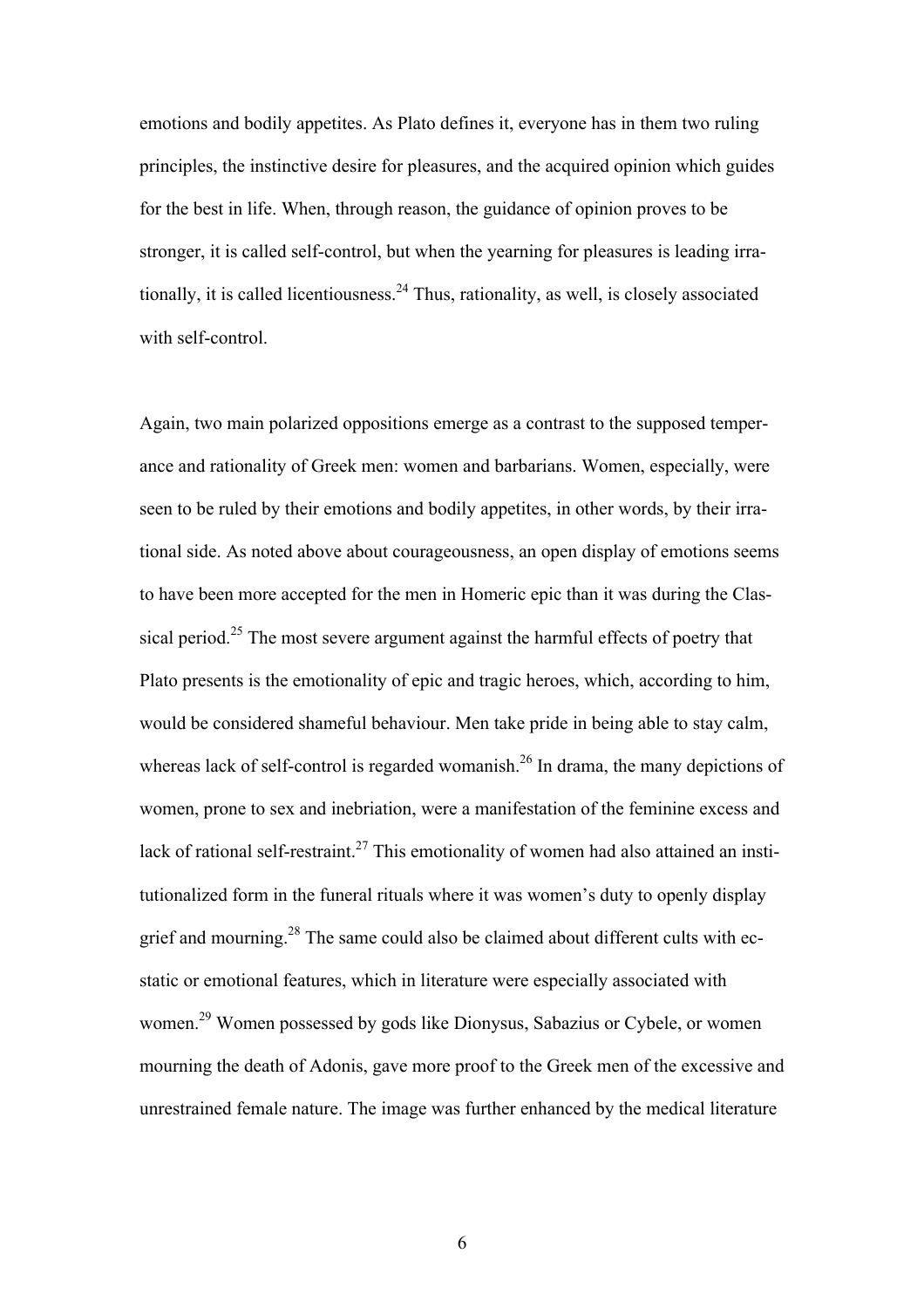emotions and bodily appetites. As Plato defines it, everyone has in them two ruling principles, the instinctive desire for pleasures, and the acquired opinion which guides for the best in life. When, through reason, the guidance of opinion proves to be stronger, it is called self-control, but when the yearning for pleasures is leading irrationally, it is called licentiousness.[24] Thus, rationality, as well, is closely associated with self-control.

Again, two main polarized oppositions emerge as a contrast to the supposed temperance and rationality of Greek men: women and barbarians. Women, especially, were seen to be ruled by their emotions and bodily appetites, in other words, by their irrational side. As noted above about courageousness, an open display of emotions seems to have been more accepted for the men in Homeric epic than it was during the Classical period.[25] The most severe argument against the harmful effects of poetry that Plato presents is the emotionality of epic and tragic heroes, which, according to him, would be considered shameful behaviour. Men take pride in being able to stay calm, whereas lack of self-control is regarded womanish.[26] In drama, the many depictions of women, prone to sex and inebriation, were a manifestation of the feminine excess and lack of rational self-restraint.[27] This emotionality of women had also attained an institutionalized form in the funeral rituals where it was women's duty to openly display grief and mourning.[28] The same could also be claimed about different cults with ecstatic or emotional features, which in literature were especially associated with women.[29] Women possessed by gods like Dionysus, Sabazius or Cybele, or women mourning the death of Adonis, gave more proof to the Greek men of the excessive and unrestrained female nature. The image was further enhanced by the medical literature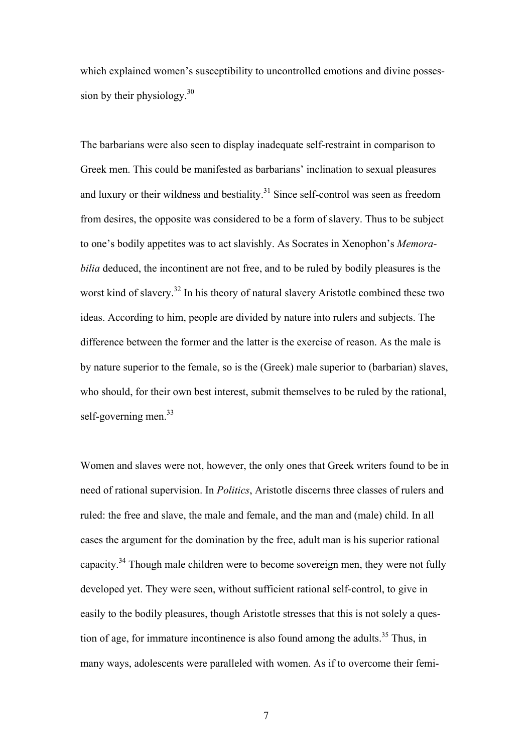which explained women's susceptibility to uncontrolled emotions and divine possession by their physiology.[30]

The barbarians were also seen to display inadequate self-restraint in comparison to Greek men. This could be manifested as barbarians' inclination to sexual pleasures and luxury or their wildness and bestiality.[31] Since self-control was seen as freedom from desires, the opposite was considered to be a form of slavery. Thus to be subject to one's bodily appetites was to act slavishly. As Socrates in Xenophon's *Memorabilia* deduced, the incontinent are not free, and to be ruled by bodily pleasures is the worst kind of slavery.[32] In his theory of natural slavery Aristotle combined these two ideas. According to him, people are divided by nature into rulers and subjects. The difference between the former and the latter is the exercise of reason. As the male is by nature superior to the female, so is the (Greek) male superior to (barbarian) slaves, who should, for their own best interest, submit themselves to be ruled by the rational, self-governing men.[33]

Women and slaves were not, however, the only ones that Greek writers found to be in need of rational supervision. In *Politics*, Aristotle discerns three classes of rulers and ruled: the free and slave, the male and female, and the man and (male) child. In all cases the argument for the domination by the free, adult man is his superior rational capacity.[34] Though male children were to become sovereign men, they were not fully developed yet. They were seen, without sufficient rational self-control, to give in easily to the bodily pleasures, though Aristotle stresses that this is not solely a question of age, for immature incontinence is also found among the adults.[35] Thus, in many ways, adolescents were paralleled with women. As if to overcome their femi-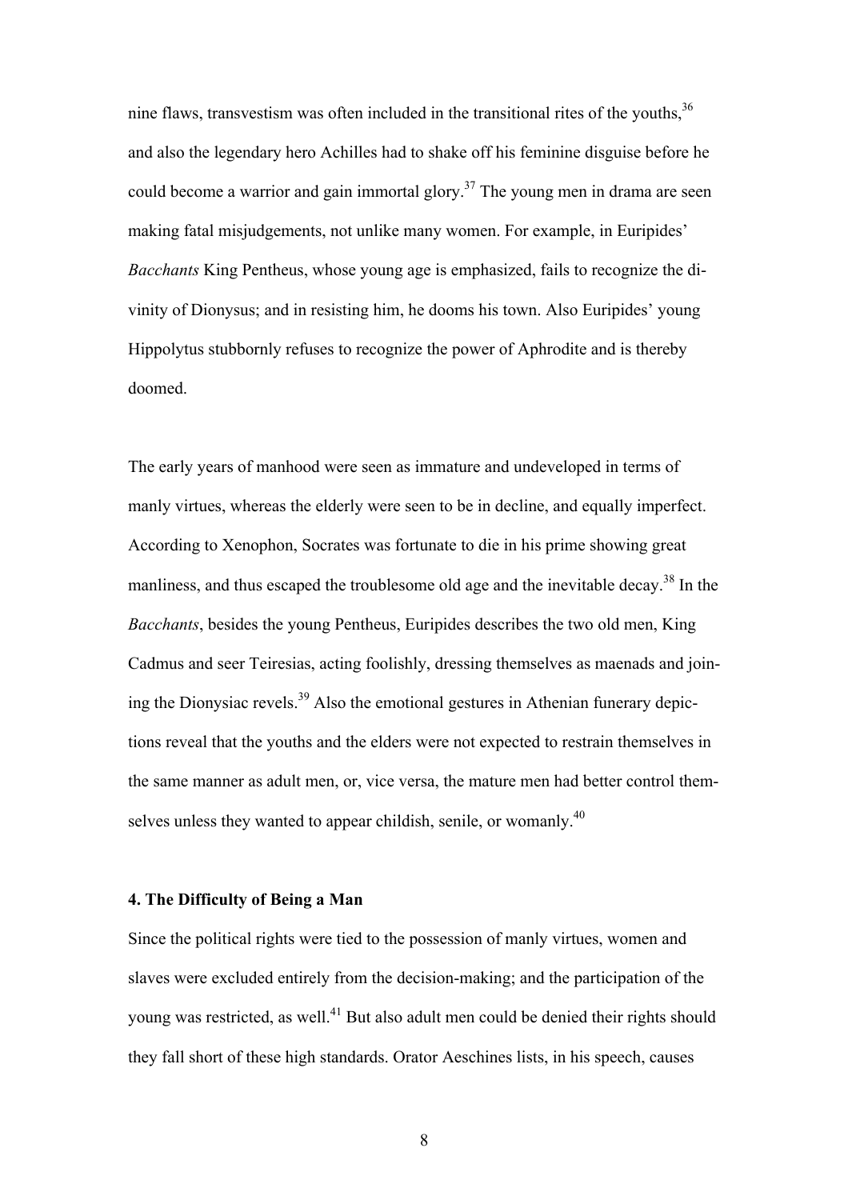nine flaws, transvestism was often included in the transitional rites of the youths,[36] and also the legendary hero Achilles had to shake off his feminine disguise before he could become a warrior and gain immortal glory.[37] The young men in drama are seen making fatal misjudgements, not unlike many women. For example, in Euripides' *Bacchants* King Pentheus, whose young age is emphasized, fails to recognize the divinity of Dionysus; and in resisting him, he dooms his town. Also Euripides' young Hippolytus stubbornly refuses to recognize the power of Aphrodite and is thereby doomed.

The early years of manhood were seen as immature and undeveloped in terms of manly virtues, whereas the elderly were seen to be in decline, and equally imperfect. According to Xenophon, Socrates was fortunate to die in his prime showing great manliness, and thus escaped the troublesome old age and the inevitable decay.[38] In the *Bacchants*, besides the young Pentheus, Euripides describes the two old men, King Cadmus and seer Teiresias, acting foolishly, dressing themselves as maenads and joining the Dionysiac revels.[39] Also the emotional gestures in Athenian funerary depictions reveal that the youths and the elders were not expected to restrain themselves in the same manner as adult men, or, vice versa, the mature men had better control themselves unless they wanted to appear childish, senile, or womanly.[40]

**4. The Difficulty of Being a Man**

Since the political rights were tied to the possession of manly virtues, women and slaves were excluded entirely from the decision-making; and the participation of the young was restricted, as well.[41] But also adult men could be denied their rights should they fall short of these high standards. Orator Aeschines lists, in his speech, causes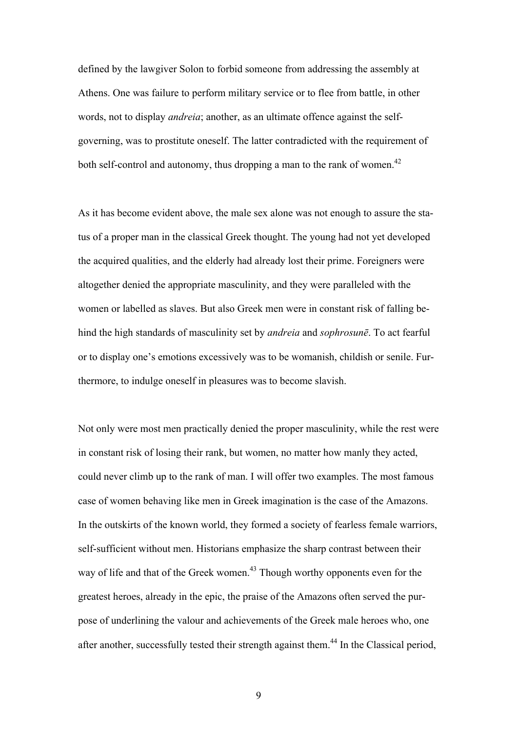defined by the lawgiver Solon to forbid someone from addressing the assembly at Athens. One was failure to perform military service or to flee from battle, in other words, not to display *andreia*; another, as an ultimate offence against the self-governing, was to prostitute oneself. The latter contradicted with the requirement of both self-control and autonomy, thus dropping a man to the rank of women.[42]

As it has become evident above, the male sex alone was not enough to assure the status of a proper man in the classical Greek thought. The young had not yet developed the acquired qualities, and the elderly had already lost their prime. Foreigners were altogether denied the appropriate masculinity, and they were paralleled with the women or labelled as slaves. But also Greek men were in constant risk of falling behind the high standards of masculinity set by *andreia* and *sophrosunē*. To act fearful or to display one's emotions excessively was to be womanish, childish or senile. Furthermore, to indulge oneself in pleasures was to become slavish.

Not only were most men practically denied the proper masculinity, while the rest were in constant risk of losing their rank, but women, no matter how manly they acted, could never climb up to the rank of man. I will offer two examples. The most famous case of women behaving like men in Greek imagination is the case of the Amazons. In the outskirts of the known world, they formed a society of fearless female warriors, self-sufficient without men. Historians emphasize the sharp contrast between their way of life and that of the Greek women.[43] Though worthy opponents even for the greatest heroes, already in the epic, the praise of the Amazons often served the purpose of underlining the valour and achievements of the Greek male heroes who, one after another, successfully tested their strength against them.[44] In the Classical period,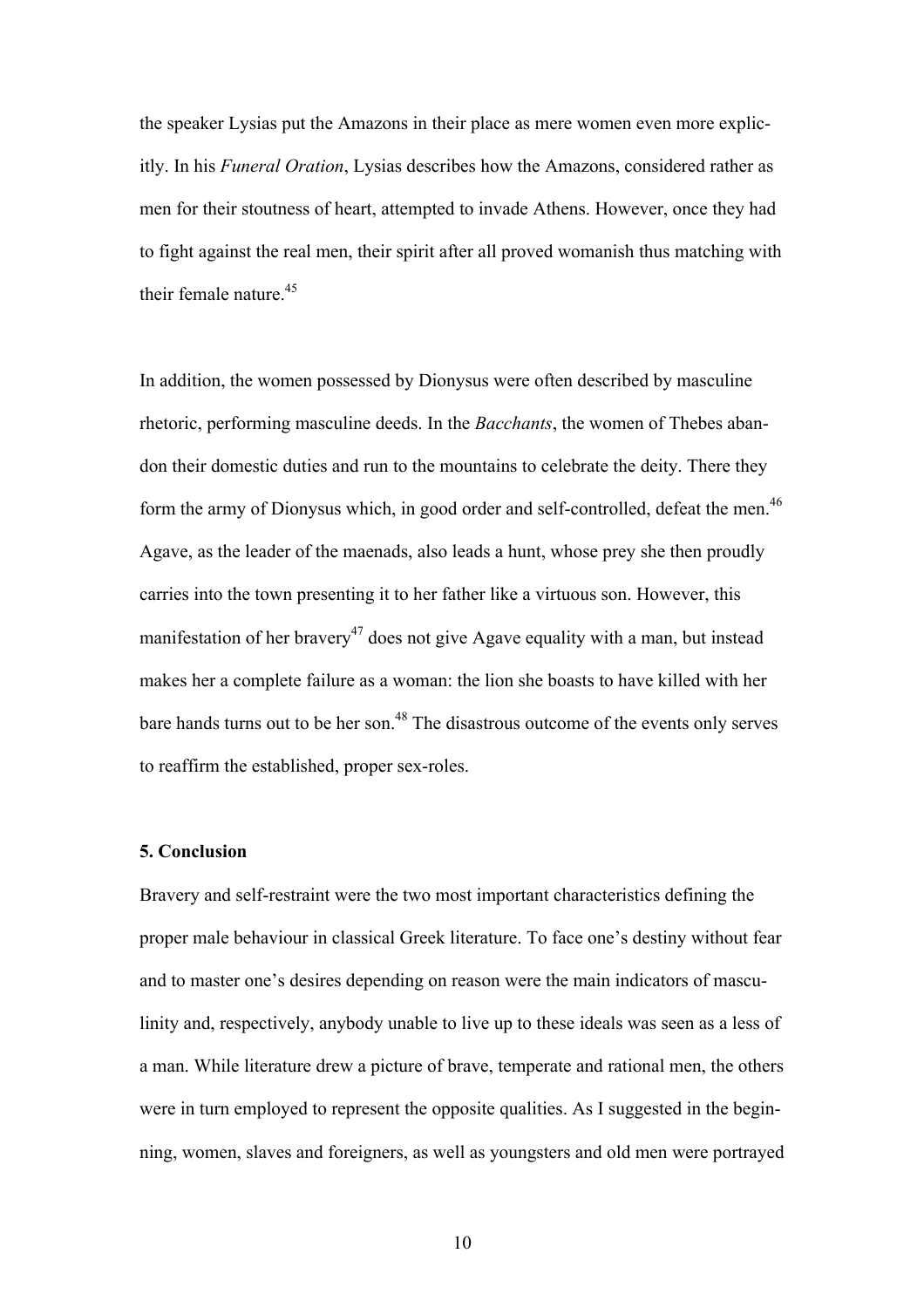the speaker Lysias put the Amazons in their place as mere women even more explicitly. In his *Funeral Oration*, Lysias describes how the Amazons, considered rather as men for their stoutness of heart, attempted to invade Athens. However, once they had to fight against the real men, their spirit after all proved womanish thus matching with their female nature.[45]

In addition, the women possessed by Dionysus were often described by masculine rhetoric, performing masculine deeds. In the *Bacchants*, the women of Thebes abandon their domestic duties and run to the mountains to celebrate the deity. There they form the army of Dionysus which, in good order and self-controlled, defeat the men.[46] Agave, as the leader of the maenads, also leads a hunt, whose prey she then proudly carries into the town presenting it to her father like a virtuous son. However, this manifestation of her bravery[47] does not give Agave equality with a man, but instead makes her a complete failure as a woman: the lion she boasts to have killed with her bare hands turns out to be her son.[48] The disastrous outcome of the events only serves to reaffirm the established, proper sex-roles.

### 5. Conclusion

Bravery and self-restraint were the two most important characteristics defining the proper male behaviour in classical Greek literature. To face one's destiny without fear and to master one's desires depending on reason were the main indicators of masculinity and, respectively, anybody unable to live up to these ideals was seen as a less of a man. While literature drew a picture of brave, temperate and rational men, the others were in turn employed to represent the opposite qualities. As I suggested in the beginning, women, slaves and foreigners, as well as youngsters and old men were portrayed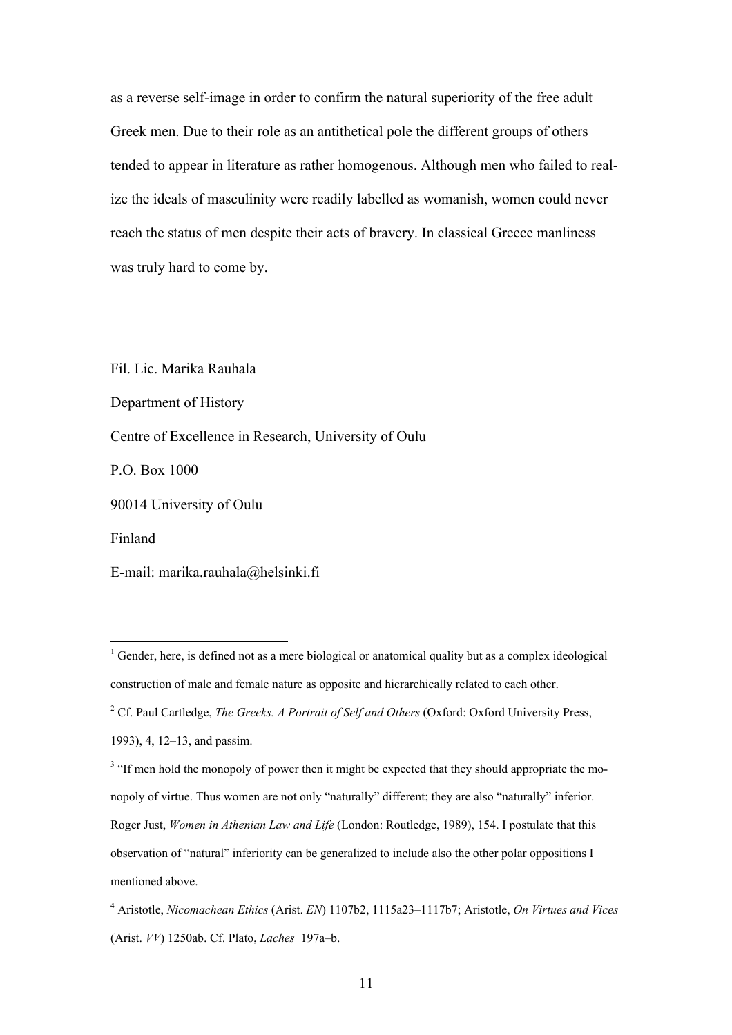as a reverse self-image in order to confirm the natural superiority of the free adult Greek men. Due to their role as an antithetical pole the different groups of others tended to appear in literature as rather homogenous. Although men who failed to realize the ideals of masculinity were readily labelled as womanish, women could never reach the status of men despite their acts of bravery. In classical Greece manliness was truly hard to come by.

Fil. Lic. Marika Rauhala

Department of History

Centre of Excellence in Research, University of Oulu

P.O. Box 1000

90014 University of Oulu

Finland

E-mail: marika.rauhala@helsinki.fi

---

[1] Gender, here, is defined not as a mere biological or anatomical quality but as a complex ideological construction of male and female nature as opposite and hierarchically related to each other.

[2] Cf. Paul Cartledge, *The Greeks. A Portrait of Self and Others* (Oxford: Oxford University Press, 1993), 4, 12–13, and passim.

[3] "If men hold the monopoly of power then it might be expected that they should appropriate the monopoly of virtue. Thus women are not only "naturally" different; they are also "naturally" inferior. Roger Just, *Women in Athenian Law and Life* (London: Routledge, 1989), 154. I postulate that this observation of "natural" inferiority can be generalized to include also the other polar oppositions I mentioned above.

[4] Aristotle, *Nicomachean Ethics* (Arist. *EN*) 1107b2, 1115a23–1117b7; Aristotle, *On Virtues and Vices* (Arist. *VV*) 1250ab. Cf. Plato, *Laches* 197a–b.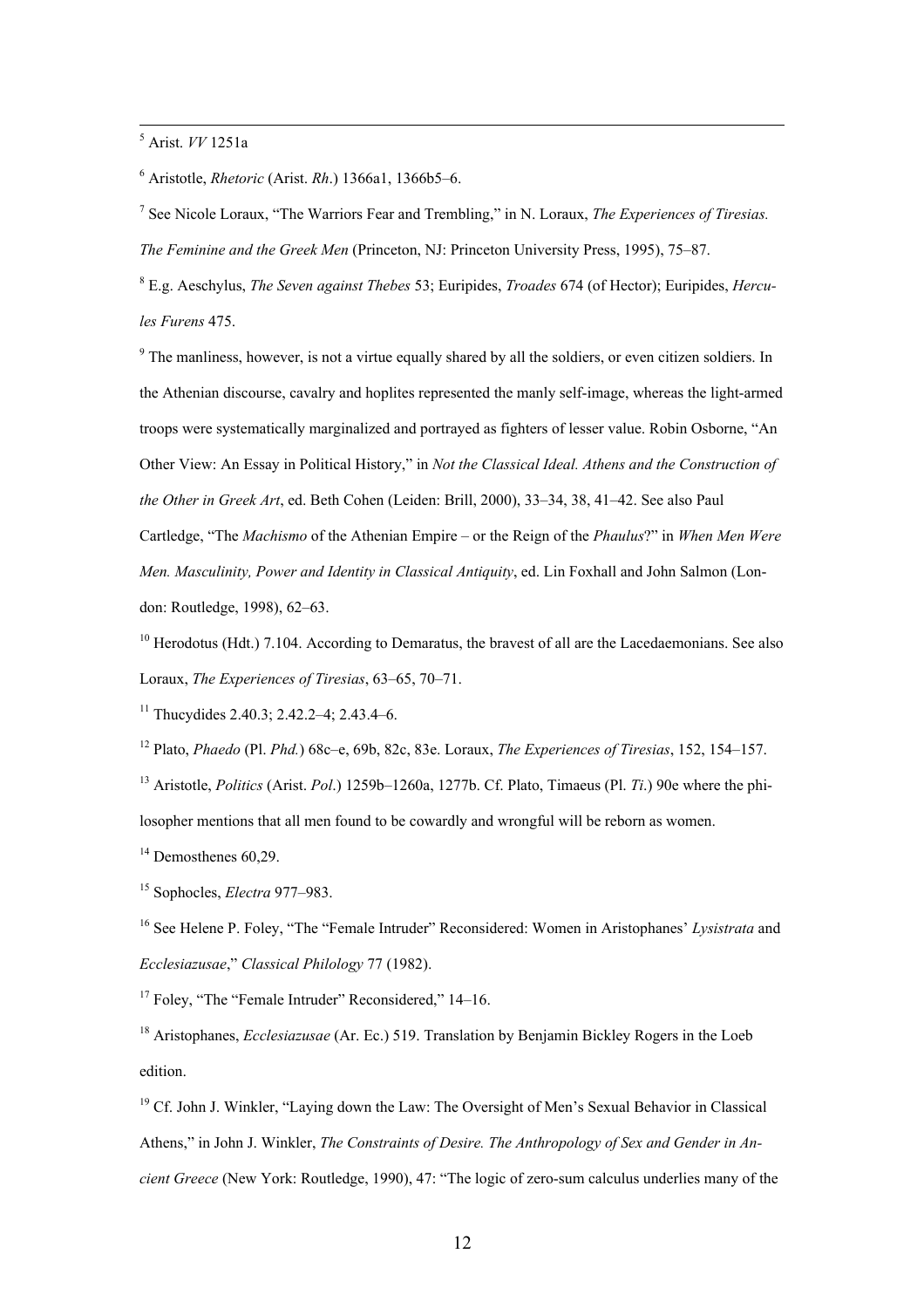[5] Arist. *VV* 1251a

[6] Aristotle, *Rhetoric* (Arist. *Rh*.) 1366a1, 1366b5–6.

[7] See Nicole Loraux, "The Warriors Fear and Trembling," in N. Loraux, *The Experiences of Tiresias. The Feminine and the Greek Men* (Princeton, NJ: Princeton University Press, 1995), 75–87.

[8] E.g. Aeschylus, *The Seven against Thebes* 53; Euripides, *Troades* 674 (of Hector); Euripides, *Hercules Furens* 475.

[9] The manliness, however, is not a virtue equally shared by all the soldiers, or even citizen soldiers. In the Athenian discourse, cavalry and hoplites represented the manly self-image, whereas the light-armed troops were systematically marginalized and portrayed as fighters of lesser value. Robin Osborne, "An Other View: An Essay in Political History," in *Not the Classical Ideal. Athens and the Construction of the Other in Greek Art*, ed. Beth Cohen (Leiden: Brill, 2000), 33–34, 38, 41–42. See also Paul Cartledge, "The *Machismo* of the Athenian Empire – or the Reign of the *Phaulus*?" in *When Men Were Men. Masculinity, Power and Identity in Classical Antiquity*, ed. Lin Foxhall and John Salmon (London: Routledge, 1998), 62–63.

[10] Herodotus (Hdt.) 7.104. According to Demaratus, the bravest of all are the Lacedaemonians. See also Loraux, *The Experiences of Tiresias*, 63–65, 70–71.

[11] Thucydides 2.40.3; 2.42.2–4; 2.43.4–6.

[12] Plato, *Phaedo* (Pl. *Phd.*) 68c–e, 69b, 82c, 83e. Loraux, *The Experiences of Tiresias*, 152, 154–157.

[13] Aristotle, *Politics* (Arist. *Pol*.) 1259b–1260a, 1277b. Cf. Plato, Timaeus (Pl. *Ti*.) 90e where the philosopher mentions that all men found to be cowardly and wrongful will be reborn as women.

[14] Demosthenes 60,29.

[15] Sophocles, *Electra* 977–983.

[16] See Helene P. Foley, "The "Female Intruder" Reconsidered: Women in Aristophanes' *Lysistrata* and *Ecclesiazusae*," *Classical Philology* 77 (1982).

[17] Foley, "The "Female Intruder" Reconsidered," 14–16.

[18] Aristophanes, *Ecclesiazusae* (Ar. Ec.) 519. Translation by Benjamin Bickley Rogers in the Loeb edition.

[19] Cf. John J. Winkler, "Laying down the Law: The Oversight of Men's Sexual Behavior in Classical Athens," in John J. Winkler, *The Constraints of Desire. The Anthropology of Sex and Gender in Ancient Greece* (New York: Routledge, 1990), 47: "The logic of zero-sum calculus underlies many of the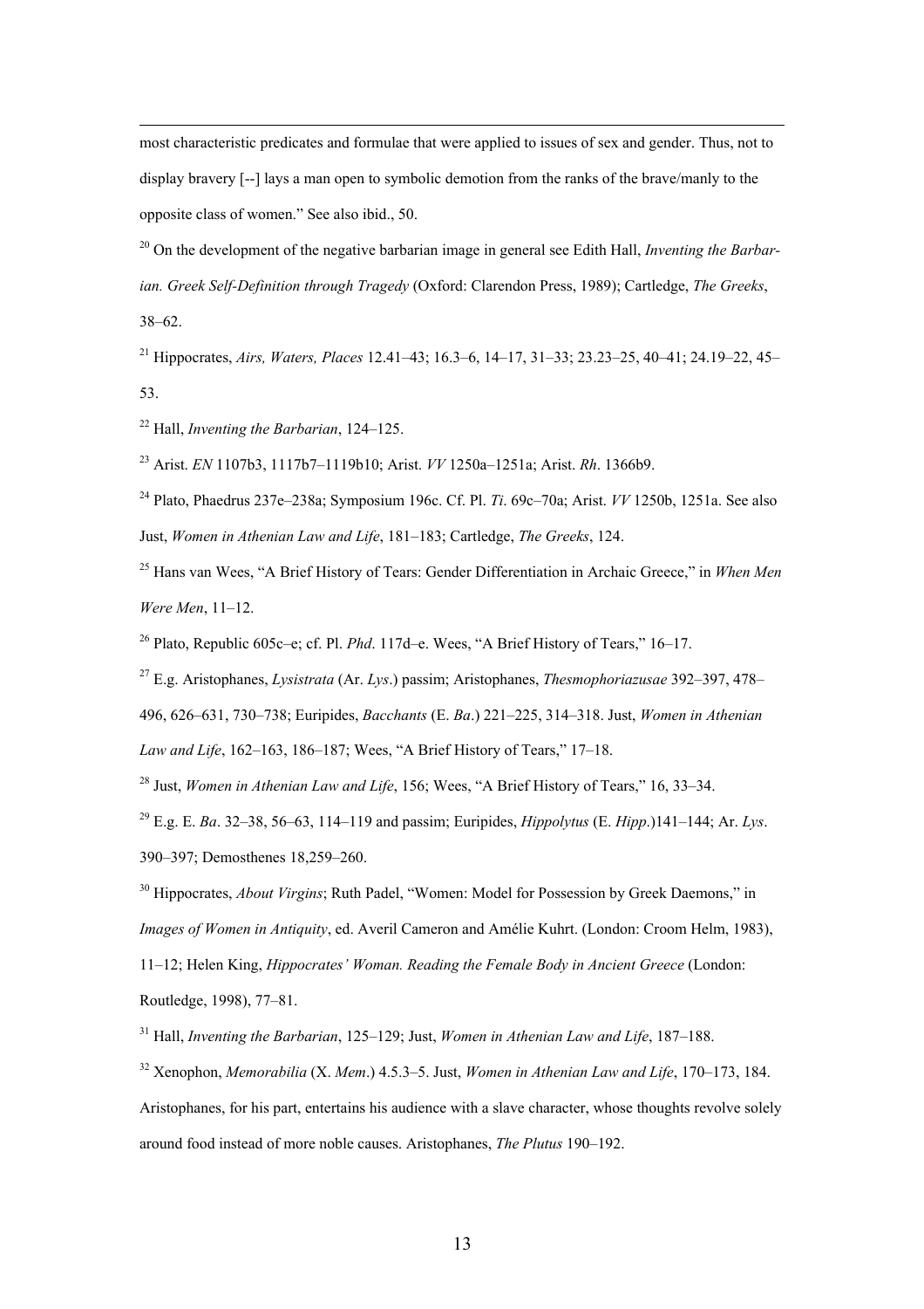most characteristic predicates and formulae that were applied to issues of sex and gender. Thus, not to display bravery [--] lays a man open to symbolic demotion from the ranks of the brave/manly to the opposite class of women." See also ibid., 50.

[20] On the development of the negative barbarian image in general see Edith Hall, *Inventing the Barbarian. Greek Self-Definition through Tragedy* (Oxford: Clarendon Press, 1989); Cartledge, *The Greeks*, 38–62.

[21] Hippocrates, *Airs, Waters, Places* 12.41–43; 16.3–6, 14–17, 31–33; 23.23–25, 40–41; 24.19–22, 45–53.

[22] Hall, *Inventing the Barbarian*, 124–125.

[23] Arist. *EN* 1107b3, 1117b7–1119b10; Arist. *VV* 1250a–1251a; Arist. *Rh*. 1366b9.

[24] Plato, Phaedrus 237e–238a; Symposium 196c. Cf. Pl. *Ti*. 69c–70a; Arist. *VV* 1250b, 1251a. See also Just, *Women in Athenian Law and Life*, 181–183; Cartledge, *The Greeks*, 124.

[25] Hans van Wees, "A Brief History of Tears: Gender Differentiation in Archaic Greece," in *When Men Were Men*, 11–12.

[26] Plato, Republic 605c–e; cf. Pl. *Phd*. 117d–e. Wees, "A Brief History of Tears," 16–17.

[27] E.g. Aristophanes, *Lysistrata* (Ar. *Lys*.) passim; Aristophanes, *Thesmophoriazusae* 392–397, 478–496, 626–631, 730–738; Euripides, *Bacchants* (E. *Ba*.) 221–225, 314–318. Just, *Women in Athenian Law and Life*, 162–163, 186–187; Wees, "A Brief History of Tears," 17–18.

[28] Just, *Women in Athenian Law and Life*, 156; Wees, "A Brief History of Tears," 16, 33–34.

[29] E.g. E. *Ba*. 32–38, 56–63, 114–119 and passim; Euripides, *Hippolytus* (E. *Hipp*.)141–144; Ar. *Lys*. 390–397; Demosthenes 18,259–260.

[30] Hippocrates, *About Virgins*; Ruth Padel, "Women: Model for Possession by Greek Daemons," in *Images of Women in Antiquity*, ed. Averil Cameron and Amélie Kuhrt. (London: Croom Helm, 1983), 11–12; Helen King, *Hippocrates' Woman. Reading the Female Body in Ancient Greece* (London: Routledge, 1998), 77–81.

[31] Hall, *Inventing the Barbarian*, 125–129; Just, *Women in Athenian Law and Life*, 187–188.

[32] Xenophon, *Memorabilia* (X. *Mem*.) 4.5.3–5. Just, *Women in Athenian Law and Life*, 170–173, 184. Aristophanes, for his part, entertains his audience with a slave character, whose thoughts revolve solely around food instead of more noble causes. Aristophanes, *The Plutus* 190–192.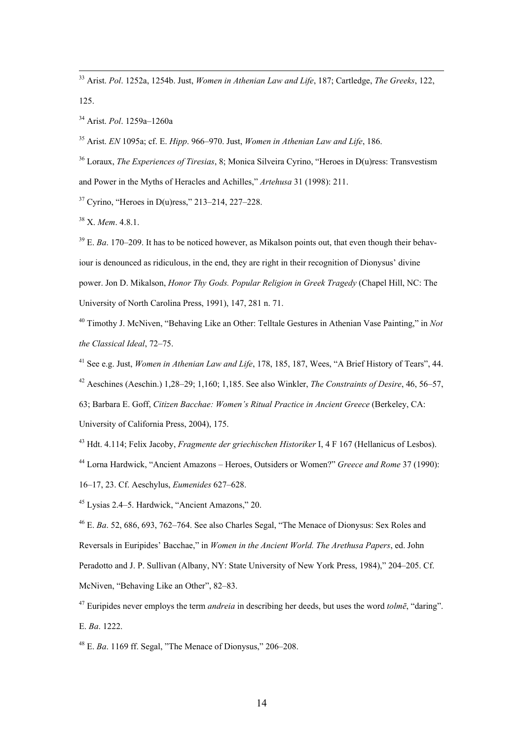[33] Arist. *Pol*. 1252a, 1254b. Just, *Women in Athenian Law and Life*, 187; Cartledge, *The Greeks*, 122, 125.

[34] Arist. *Pol*. 1259a–1260a

[35] Arist. *EN* 1095a; cf. E. *Hipp*. 966–970. Just, *Women in Athenian Law and Life*, 186.

[36] Loraux, *The Experiences of Tiresias*, 8; Monica Silveira Cyrino, "Heroes in D(u)ress: Transvestism and Power in the Myths of Heracles and Achilles," *Artehusa* 31 (1998): 211.

[37] Cyrino, "Heroes in D(u)ress," 213–214, 227–228.

[38] X. *Mem*. 4.8.1.

[39] E. *Ba*. 170–209. It has to be noticed however, as Mikalson points out, that even though their behaviour is denounced as ridiculous, in the end, they are right in their recognition of Dionysus' divine power. Jon D. Mikalson, *Honor Thy Gods. Popular Religion in Greek Tragedy* (Chapel Hill, NC: The University of North Carolina Press, 1991), 147, 281 n. 71.

[40] Timothy J. McNiven, "Behaving Like an Other: Telltale Gestures in Athenian Vase Painting," in *Not the Classical Ideal*, 72–75.

[41] See e.g. Just, *Women in Athenian Law and Life*, 178, 185, 187, Wees, "A Brief History of Tears", 44.

[42] Aeschines (Aeschin.) 1,28–29; 1,160; 1,185. See also Winkler, *The Constraints of Desire*, 46, 56–57, 63; Barbara E. Goff, *Citizen Bacchae: Women's Ritual Practice in Ancient Greece* (Berkeley, CA: University of California Press, 2004), 175.

[43] Hdt. 4.114; Felix Jacoby, *Fragmente der griechischen Historiker* I, 4 F 167 (Hellanicus of Lesbos).

[44] Lorna Hardwick, "Ancient Amazons – Heroes, Outsiders or Women?" *Greece and Rome* 37 (1990): 16–17, 23. Cf. Aeschylus, *Eumenides* 627–628.

[45] Lysias 2.4–5. Hardwick, "Ancient Amazons," 20.

[46] E. *Ba*. 52, 686, 693, 762–764. See also Charles Segal, "The Menace of Dionysus: Sex Roles and Reversals in Euripides' Bacchae," in *Women in the Ancient World. The Arethusa Papers*, ed. John Peradotto and J. P. Sullivan (Albany, NY: State University of New York Press, 1984)," 204–205. Cf. McNiven, "Behaving Like an Other", 82–83.

[47] Euripides never employs the term *andreia* in describing her deeds, but uses the word *tolmē*, "daring". E. *Ba*. 1222.

[48] E. *Ba*. 1169 ff. Segal, "The Menace of Dionysus," 206–208.